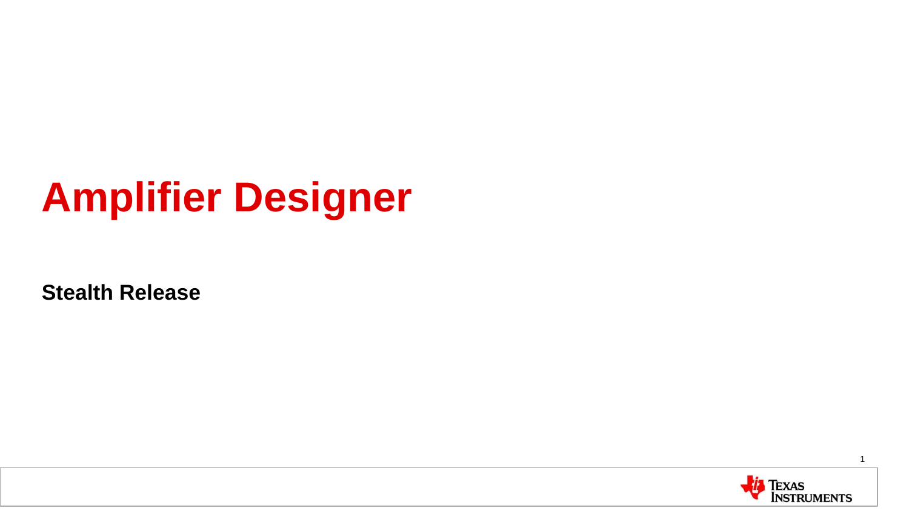# Amplifier Designer

**Stealth Release**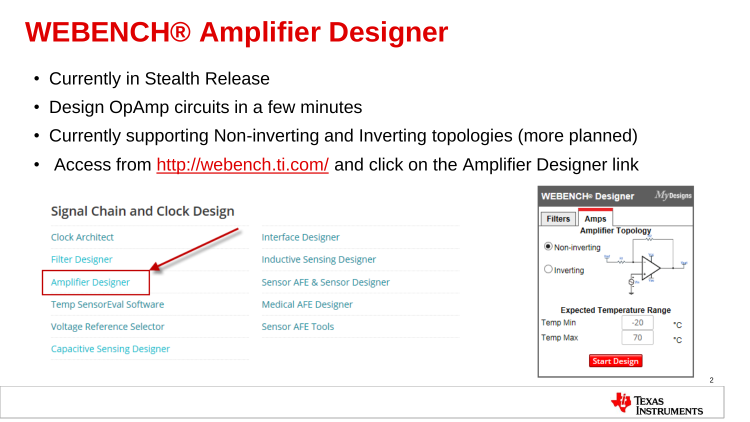# WEBENCH® Amplifier Designer

- Currently in Stealth Release
- Design OpAmp circuits in a few minutes
- Currently supporting Non-inverting and Inverting topologies (more planned)
- Access from http://webench.ti.com/ and click on the Amplifier Designer link

## Signal Chain and Clock Design

| | |
|---|---|
| Clock Architect | Interface Designer |
| Filter Designer | Inductive Sensing Designer |
| Amplifier Designer | Sensor AFE & Sensor Designer |
| Temp SensorEval Software | Medical AFE Designer |
| Voltage Reference Selector | Sensor AFE Tools |
| Capacitive Sensing Designer | |

**WEBENCH® Designer** — *My*Designs

Filters | Amps

**Amplifier Topology**

- Non-inverting
- Inverting

**Expected Temperature Range**

| | | |
|---|---|---|
| Temp Min | -20 | °C |
| Temp Max | 70 | °C |

Start Design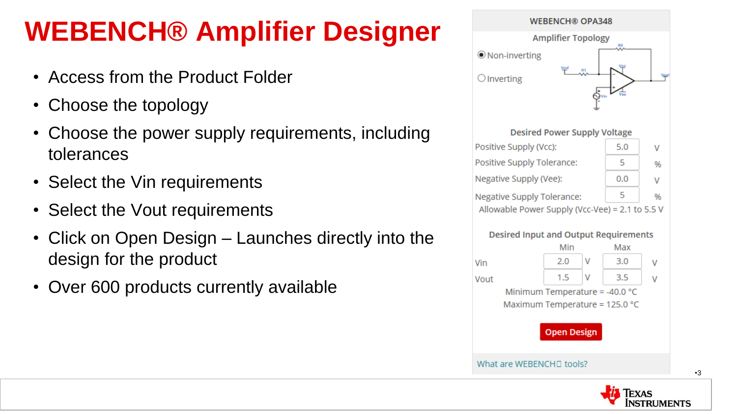# WEBENCH® Amplifier Designer

- Access from the Product Folder
- Choose the topology
- Choose the power supply requirements, including tolerances
- Select the Vin requirements
- Select the Vout requirements
- Click on Open Design – Launches directly into the design for the product
- Over 600 products currently available

**WEBENCH® OPA348**

**Amplifier Topology**

- (•) Non-inverting
- ( ) Inverting

**Desired Power Supply Voltage**

| | | |
|---|---|---|
| Positive Supply (Vcc): | 5.0 | V |
| Positive Supply Tolerance: | 5 | % |
| Negative Supply (Vee): | 0.0 | V |
| Negative Supply Tolerance: | 5 | % |

Allowable Power Supply (Vcc-Vee) = 2.1 to 5.5 V

**Desired Input and Output Requirements**

| | Min | | Max | |
|---|---|---|---|---|
| Vin | 2.0 | V | 3.0 | V |
| Vout | 1.5 | V | 3.5 | V |

Minimum Temperature = -40.0 °C

Maximum Temperature = 125.0 °C

Open Design

What are WEBENCH tools?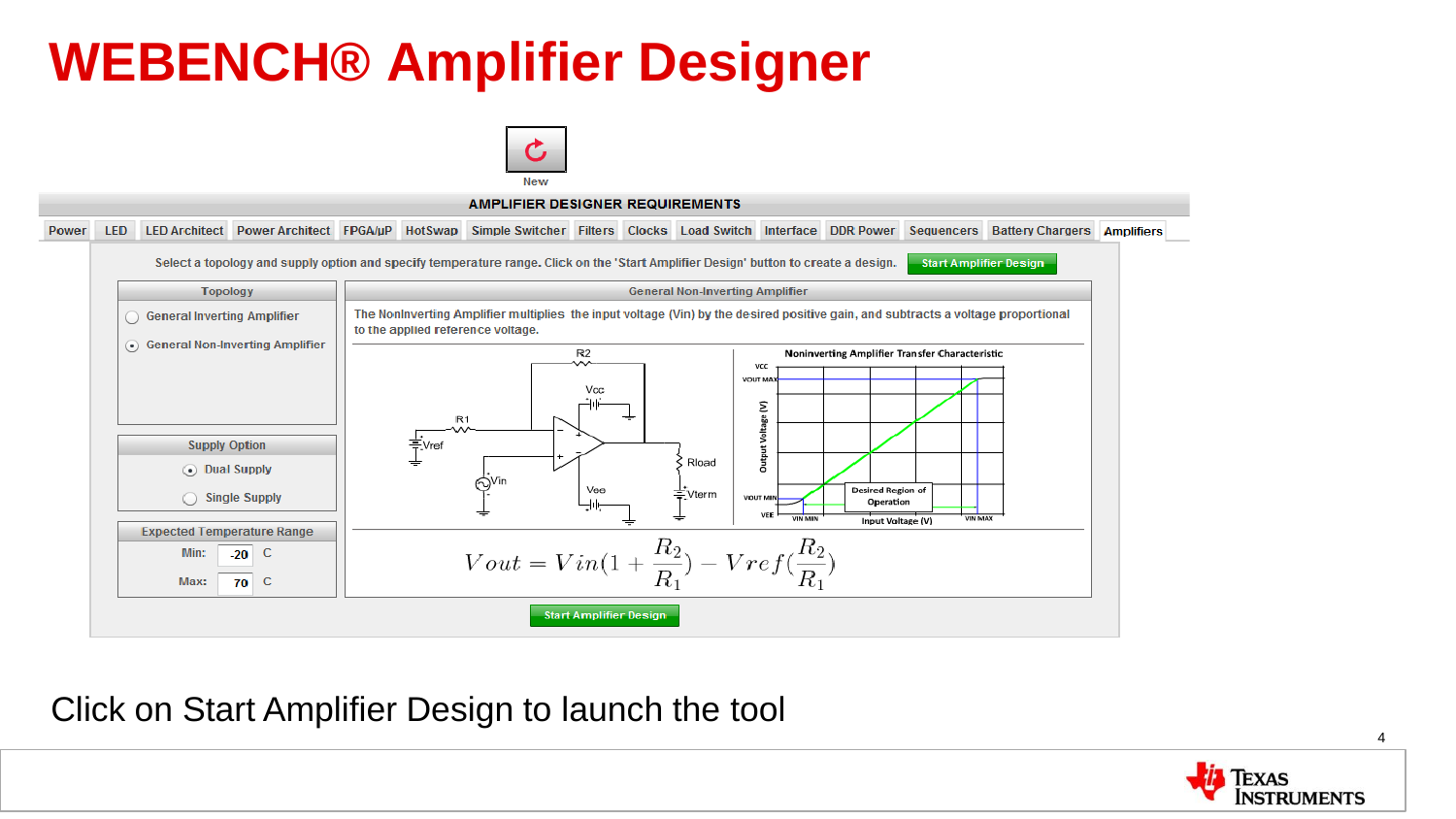# WEBENCH® Amplifier Designer

New

**AMPLIFIER DESIGNER REQUIREMENTS**

Power | LED | LED Architect | Power Architect | FPGA/µP | HotSwap | Simple Switcher | Filters | Clocks | Load Switch | Interface | DDR Power | Sequencers | Battery Chargers | Amplifiers

Select a topology and supply option and specify temperature range. Click on the 'Start Amplifier Design' button to create a design. **Start Amplifier Design**

**Topology**

- General Inverting Amplifier
- (•) General Non-Inverting Amplifier

**Supply Option**

- (•) Dual Supply
- Single Supply

**Expected Temperature Range**

Min: -20 C

Max: 70 C

**General Non-Inverting Amplifier**

The NonInverting Amplifier multiplies the input voltage (Vin) by the desired positive gain, and subtracts a voltage proportional to the applied reference voltage.

$$Vout = Vin(1 + \frac{R_2}{R_1}) - Vref(\frac{R_2}{R_1})$$

**Start Amplifier Design**

Click on Start Amplifier Design to launch the tool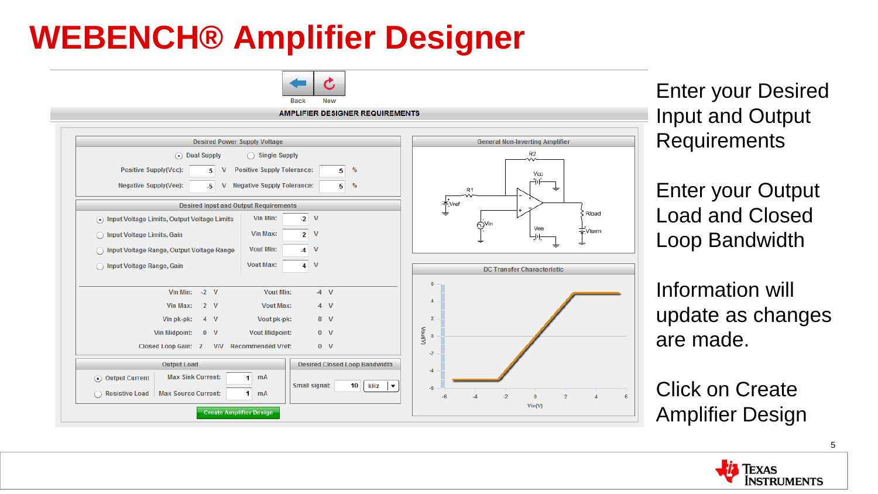# WEBENCH® Amplifier Designer

Back | New

**AMPLIFIER DESIGNER REQUIREMENTS**

**Desired Power Supply Voltage**

- (•) Dual Supply
- ( ) Single Supply

Positive Supply(Vcc): 5 V    Positive Supply Tolerance: 5 %

Negative Supply(Vee): -5 V    Negative Supply Tolerance: 5 %

**Desired Input and Output Requirements**

- (•) Input Voltage Limits, Output Voltage Limits
- ( ) Input Voltage Limits, Gain
- ( ) Input Voltage Range, Output Voltage Range
- ( ) Input Voltage Range, Gain

Vin Min: -2 V
Vin Max: 2 V
Vout Min: -4 V
Vout Max: 4 V

| | | | |
|---|---|---|---|
| Vin Min: | -2 V | Vout Min: | -4 V |
| Vin Max: | 2 V | Vout Max: | 4 V |
| Vin pk-pk: | 4 V | Vout pk-pk: | 8 V |
| Vin Midpoint: | 0 V | Vout Midpoint: | 0 V |
| Closed Loop Gain: | 2 V/V | Recommended Vref: | 0 V |

**Output Load**

- (•) Output Current — Max Sink Current: 1 mA
- ( ) Resistive Load — Max Source Current: 1 mA

**Desired Closed Loop Bandwidth**

Small signal: 10 kHz

Create Amplifier Design

**General Non-Inverting Amplifier**

**DC Transfer Characteristic**

Enter your Desired Input and Output Requirements

Enter your Output Load and Closed Loop Bandwidth

Information will update as changes are made.

Click on Create Amplifier Design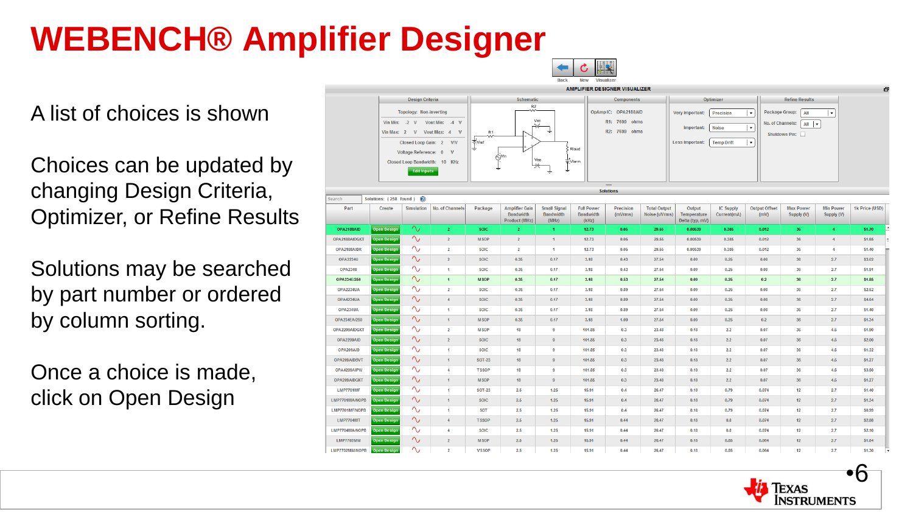# WEBENCH® Amplifier Designer

A list of choices is shown

Choices can be updated by changing Design Criteria, Optimizer, or Refine Results

Solutions may be searched by part number or ordered by column sorting.

Once a choice is made, click on Open Design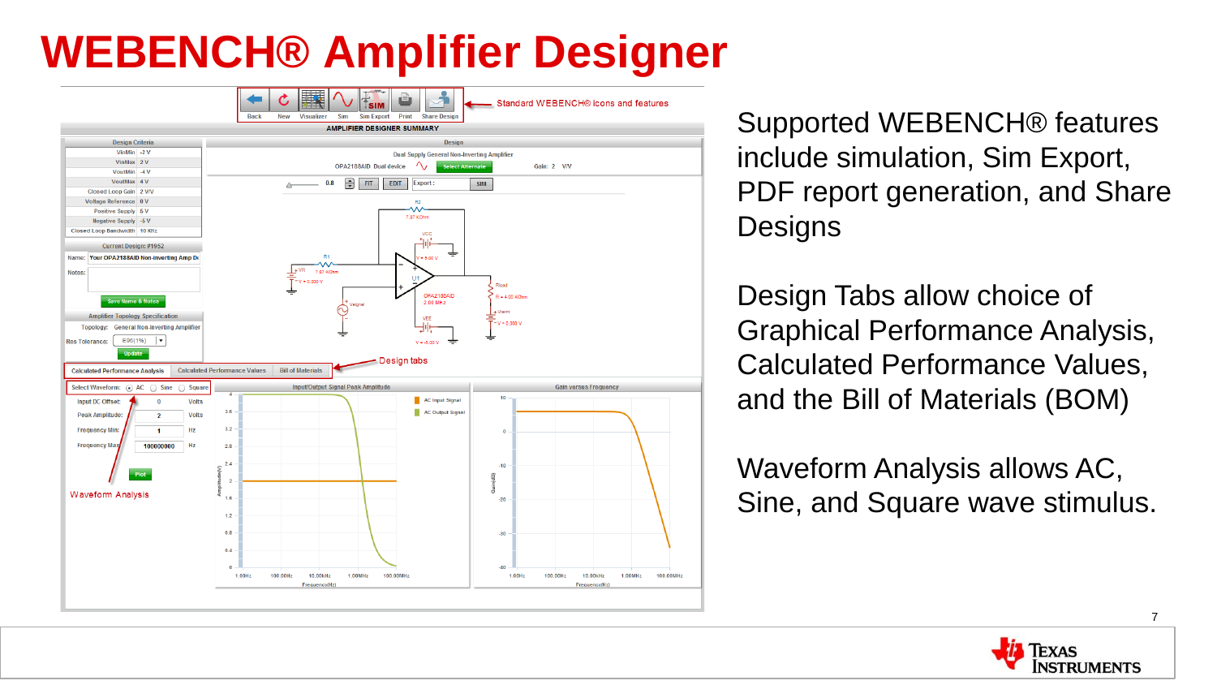# WEBENCH® Amplifier Designer

Supported WEBENCH® features include simulation, Sim Export, PDF report generation, and Share Designs

Design Tabs allow choice of Graphical Performance Analysis, Calculated Performance Values, and the Bill of Materials (BOM)

Waveform Analysis allows AC, Sine, and Square wave stimulus.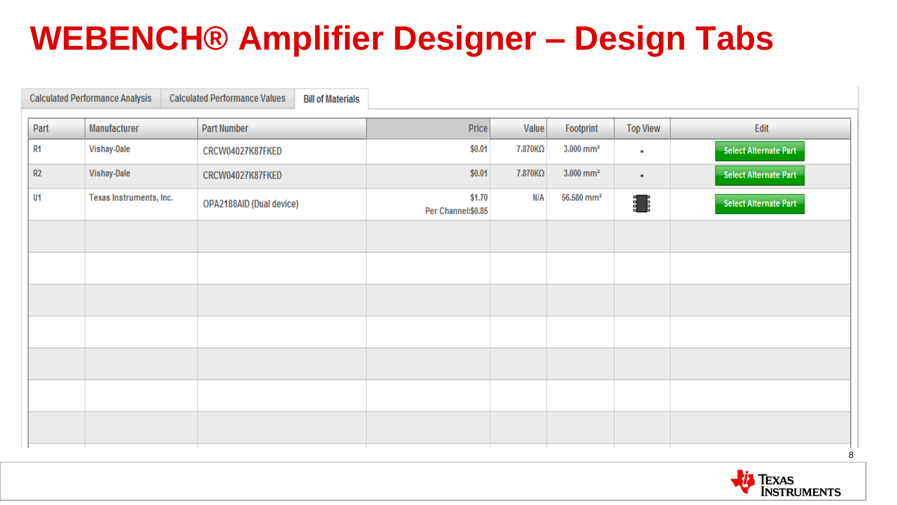# WEBENCH® Amplifier Designer – Design Tabs

Calculated Performance Analysis | Calculated Performance Values | Bill of Materials

| Part | Manufacturer | Part Number | Price | Value | Footprint | Top View | Edit |
|---|---|---|---|---|---|---|---|
| R1 | Vishay-Dale | CRCW04027K87FKED | $0.01 | 7.870KΩ | 3.000 mm² | | Select Alternate Part |
| R2 | Vishay-Dale | CRCW04027K87FKED | $0.01 | 7.870KΩ | 3.000 mm² | | Select Alternate Part |
| U1 | Texas Instruments, Inc. | OPA2188AID (Dual device) | $1.70 Per Channel:$0.85 | N/A | 56.580 mm² | | Select Alternate Part |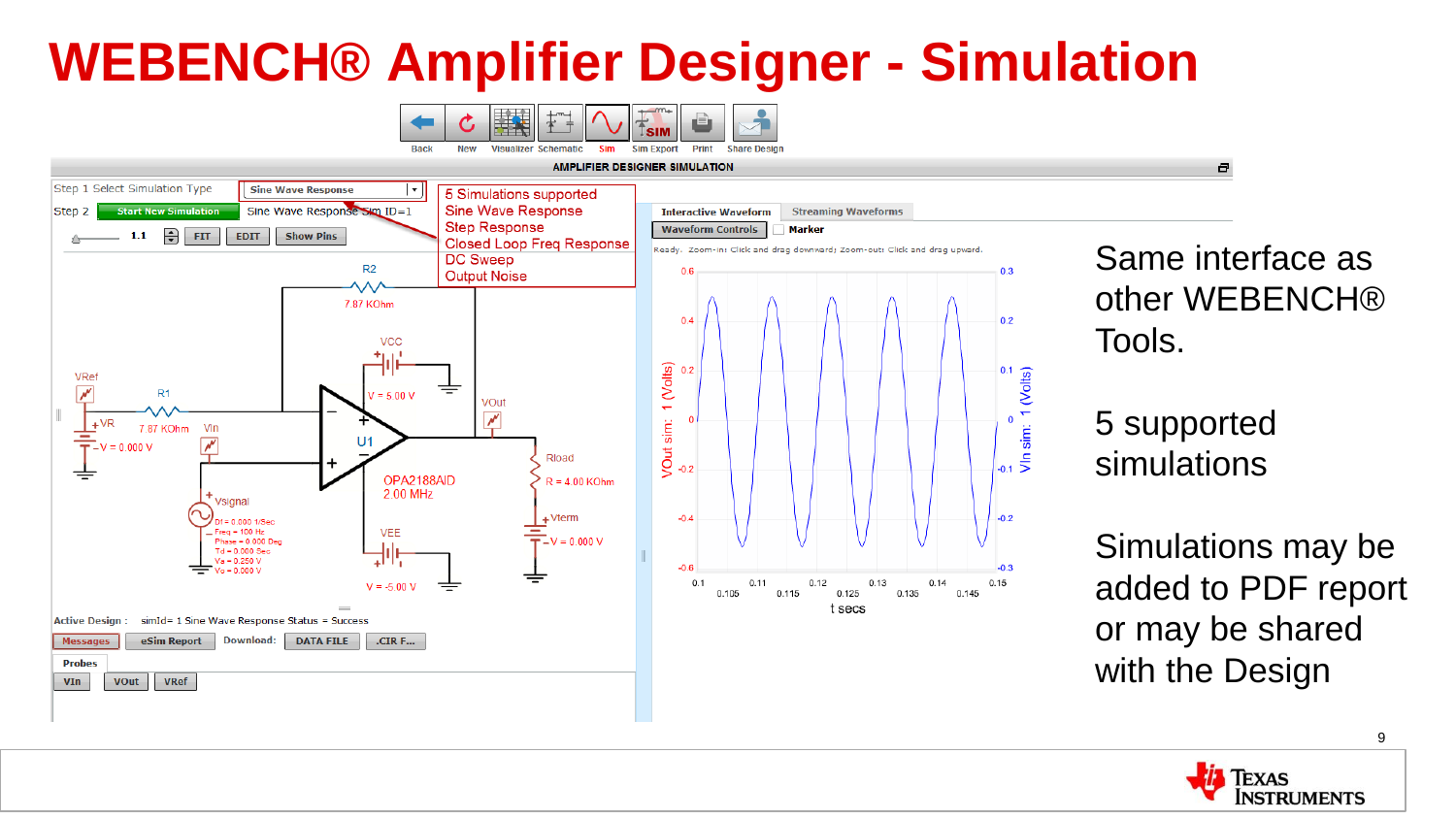# WEBENCH® Amplifier Designer - Simulation

5 Simulations supported
- Sine Wave Response
- Step Response
- Closed Loop Freq Response
- DC Sweep
- Output Noise

Same interface as other WEBENCH® Tools.

5 supported simulations

Simulations may be added to PDF report or may be shared with the Design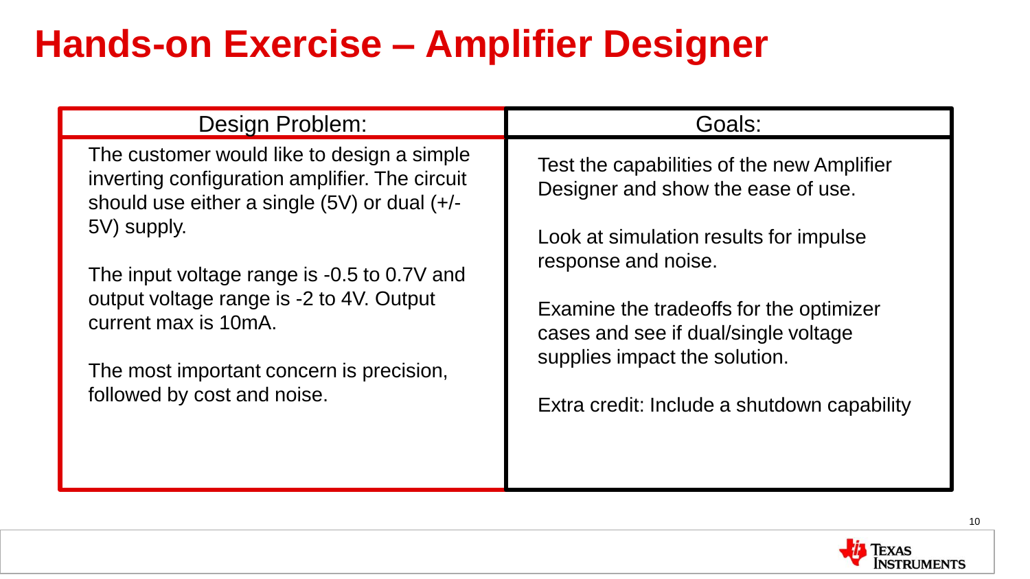# Hands-on Exercise – Amplifier Designer

| Design Problem: | Goals: |
|---|---|
| The customer would like to design a simple inverting configuration amplifier. The circuit should use either a single (5V) or dual (+/-5V) supply.<br><br>The input voltage range is -0.5 to 0.7V and output voltage range is -2 to 4V. Output current max is 10mA.<br><br>The most important concern is precision, followed by cost and noise. | Test the capabilities of the new Amplifier Designer and show the ease of use.<br><br>Look at simulation results for impulse response and noise.<br><br>Examine the tradeoffs for the optimizer cases and see if dual/single voltage supplies impact the solution.<br><br>Extra credit: Include a shutdown capability |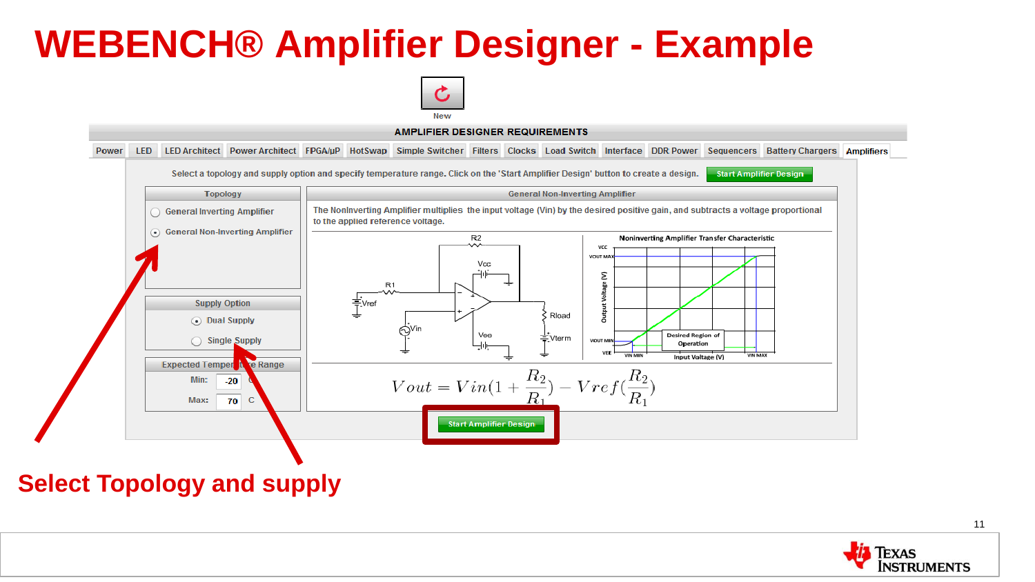# WEBENCH® Amplifier Designer - Example

New

**AMPLIFIER DESIGNER REQUIREMENTS**

Power | LED | LED Architect | Power Architect | FPGA/µP | HotSwap | Simple Switcher | Filters | Clocks | Load Switch | Interface | DDR Power | Sequencers | Battery Chargers | Amplifiers

Select a topology and supply option and specify temperature range. Click on the 'Start Amplifier Design' button to create a design. Start Amplifier Design

**Topology**

- General Inverting Amplifier
- General Non-Inverting Amplifier

**Supply Option**

- Dual Supply
- Single Supply

**Expected Temperature Range**

Min: -20 C

Max: 70 C

**General Non-Inverting Amplifier**

The NonInverting Amplifier multiplies the input voltage (Vin) by the desired positive gain, and subtracts a voltage proportional to the applied reference voltage.

$$Vout = Vin(1 + \frac{R_2}{R_1}) - Vref(\frac{R_2}{R_1})$$

Start Amplifier Design

**Select Topology and supply**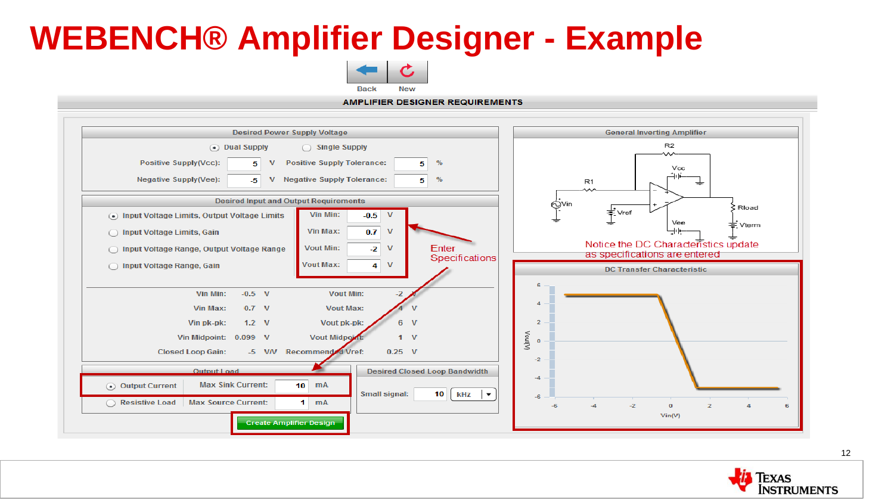# WEBENCH® Amplifier Designer - Example

Back | New

**AMPLIFIER DESIGNER REQUIREMENTS**

**Desired Power Supply Voltage**

- (•) Dual Supply ( ) Single Supply
- Positive Supply(Vcc): 5 V Positive Supply Tolerance: 5 %
- Negative Supply(Vee): -5 V Negative Supply Tolerance: 5 %

**Desired Input and Output Requirements**

- (•) Input Voltage Limits, Output Voltage Limits
- ( ) Input Voltage Limits, Gain
- ( ) Input Voltage Range, Output Voltage Range
- ( ) Input Voltage Range, Gain

| | | |
|---|---|---|
| Vin Min: | -0.5 | V |
| Vin Max: | 0.7 | V |
| Vout Min: | -2 | V |
| Vout Max: | 4 | V |

Enter Specifications

| | | | | | |
|---|---|---|---|---|---|
| Vin Min: | -0.5 | V | Vout Min: | -2 | V |
| Vin Max: | 0.7 | V | Vout Max: | 4 | V |
| Vin pk-pk: | 1.2 | V | Vout pk-pk: | 6 | V |
| Vin Midpoint: | 0.099 | V | Vout Midpoint: | 1 | V |
| Closed Loop Gain: | -5 | V/V | Recommended Vref: | 0.25 | V |

**Output Load**

- (•) Output Current Max Sink Current: 10 mA
- ( ) Resistive Load Max Source Current: 1 mA

**Desired Closed Loop Bandwidth**

Small signal: 10 kHz

Create Amplifier Design

**General Inverting Amplifier**

Notice the DC Characteristics update as specifications are entered

**DC Transfer Characteristic**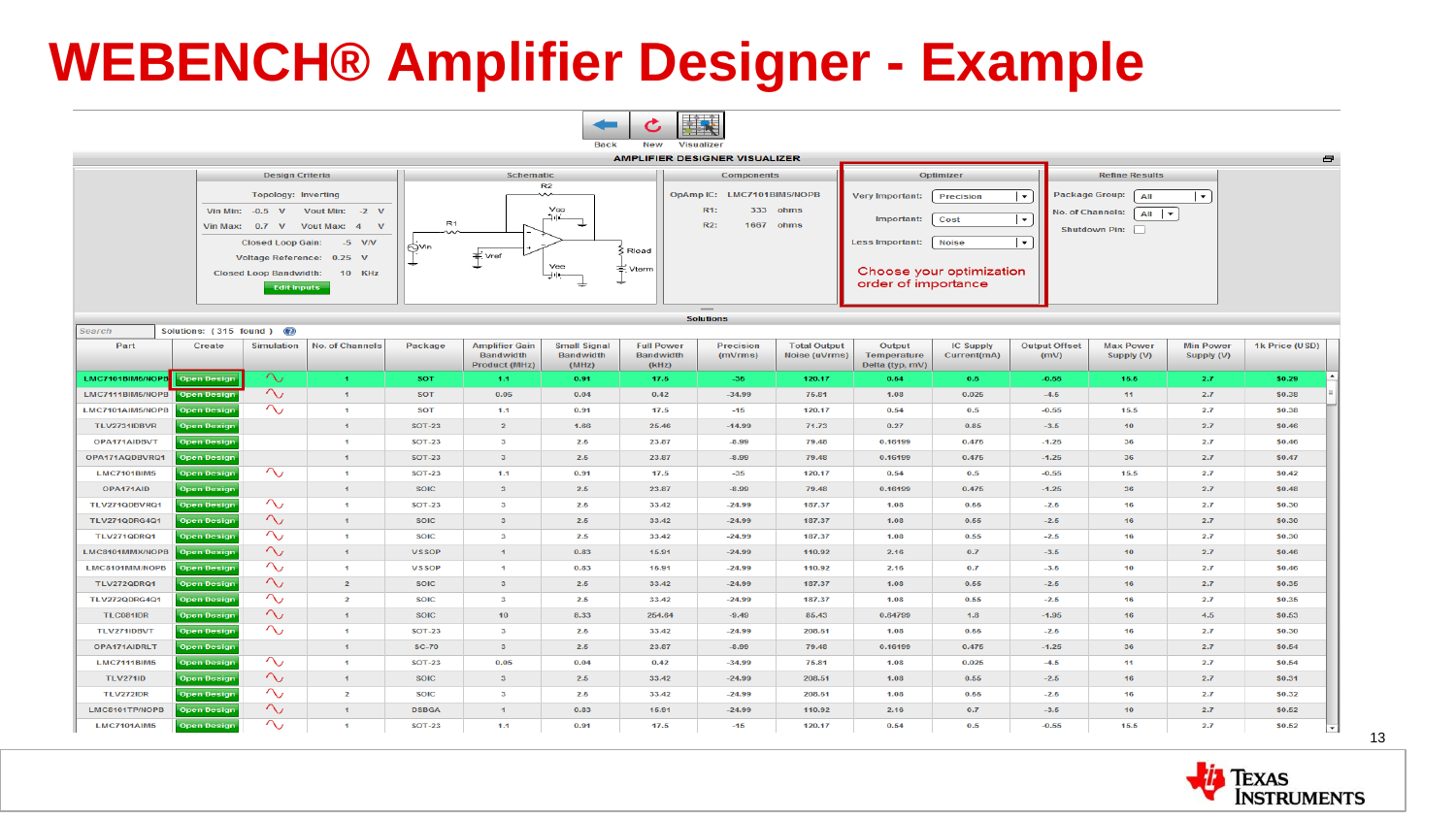# WEBENCH® Amplifier Designer - Example

Back | New | Visualizer

**AMPLIFIER DESIGNER VISUALIZER**

**Design Criteria**

Topology: Inverting

Vin Min: -0.5 V   Vout Min: -2 V

Vin Max: 0.7 V   Vout Max: 4 V

Closed Loop Gain: -5 V/V

Voltage Reference: 0.25 V

Closed Loop Bandwidth: 10 KHz

Edit Inputs

**Schematic**

**Components**

OpAmp IC: LMC7101BIM5/NOPB

R1: 333 ohms

R2: 1667 ohms

**Optimizer**

Very Important: Precision

Important: Cost

Less Important: Noise

Choose your optimization order of importance

**Refine Results**

Package Group: All

No. of Channels: All

Shutdown Pin:

**Solutions**

Search | Solutions: ( 315 found )

| Part | Create | Simulation | No. of Channels | Package | Amplifier Gain Bandwidth Product (MHz) | Small Signal Bandwidth (MHz) | Full Power Bandwidth (kHz) | Precision (mVrms) | Total Output Noise (uVrms) | Output Temperature Delta (typ, mV) | IC Supply Current(mA) | Output Offset (mV) | Max Power Supply (V) | Min Power Supply (V) | 1k Price (USD) |
|---|---|---|---|---|---|---|---|---|---|---|---|---|---|---|---|
| LMC7101BIM5/NOPB | Open Design | ∿ | 1 | SOT | 1.1 | 0.91 | 17.5 | -35 | 120.17 | 0.54 | 0.5 | -0.55 | 15.5 | 2.7 | $0.29 |
| LMC7111BIM5/NOPB | Open Design | ∿ | 1 | SOT | 0.05 | 0.04 | 0.42 | -34.99 | 75.81 | 1.08 | 0.025 | -4.5 | 11 | 2.7 | $0.38 |
| LMC7101AIM5/NOPB | Open Design | ∿ | 1 | SOT | 1.1 | 0.91 | 17.5 | -15 | 120.17 | 0.54 | 0.5 | -0.55 | 15.5 | 2.7 | $0.38 |
| TLV2731IDBVR | Open Design | | 1 | SOT-23 | 2 | 1.68 | 25.46 | -14.99 | 71.73 | 0.27 | 0.85 | -3.5 | 10 | 2.7 | $0.46 |
| OPA171AIDBVT | Open Design | | 1 | SOT-23 | 3 | 2.5 | 23.87 | -8.99 | 79.48 | 0.16199 | 0.475 | -1.25 | 36 | 2.7 | $0.46 |
| OPA171AQDBVRQ1 | Open Design | | 1 | SOT-23 | 3 | 2.5 | 23.87 | -8.99 | 79.48 | 0.16199 | 0.475 | -1.25 | 36 | 2.7 | $0.47 |
| LMC7101BIM5 | Open Design | ∿ | 1 | SOT-23 | 1.1 | 0.91 | 17.5 | -35 | 120.17 | 0.54 | 0.5 | -0.55 | 15.5 | 2.7 | $0.42 |
| OPA171AID | Open Design | | 1 | SOIC | 3 | 2.5 | 23.87 | -8.99 | 79.48 | 0.16199 | 0.475 | -1.25 | 36 | 2.7 | $0.48 |
| TLV271QDBVRQ1 | Open Design | ∿ | 1 | SOT-23 | 3 | 2.5 | 33.42 | -24.99 | 187.37 | 1.08 | 0.55 | -2.5 | 16 | 2.7 | $0.30 |
| TLV271QDRG4Q1 | Open Design | ∿ | 1 | SOIC | 3 | 2.5 | 33.42 | -24.99 | 187.37 | 1.08 | 0.55 | -2.5 | 16 | 2.7 | $0.30 |
| TLV271QDRQ1 | Open Design | ∿ | 1 | SOIC | 3 | 2.5 | 33.42 | -24.99 | 187.37 | 1.08 | 0.55 | -2.5 | 16 | 2.7 | $0.30 |
| LMC6101MMX/NOPB | Open Design | ∿ | 1 | VSSOP | 1 | 0.83 | 15.91 | -24.99 | 110.92 | 2.16 | 0.7 | -3.5 | 10 | 2.7 | $0.46 |
| LMC6101MM/NOPB | Open Design | ∿ | 1 | VSSOP | 1 | 0.83 | 15.91 | -24.99 | 110.92 | 2.16 | 0.7 | -3.5 | 10 | 2.7 | $0.46 |
| TLV272QDRQ1 | Open Design | ∿ | 2 | SOIC | 3 | 2.5 | 33.42 | -24.99 | 187.37 | 1.08 | 0.55 | -2.5 | 16 | 2.7 | $0.35 |
| TLV272QDRG4Q1 | Open Design | ∿ | 2 | SOIC | 3 | 2.5 | 33.42 | -24.99 | 187.37 | 1.08 | 0.55 | -2.5 | 16 | 2.7 | $0.35 |
| TLC081IDR | Open Design | ∿ | 1 | SOIC | 10 | 8.33 | 254.64 | -9.49 | 85.43 | 0.84799 | 1.8 | -1.95 | 16 | 4.5 | $0.53 |
| TLV271IDBVT | Open Design | ∿ | 1 | SOT-23 | 3 | 2.5 | 33.42 | -24.99 | 208.51 | 1.08 | 0.55 | -2.5 | 16 | 2.7 | $0.30 |
| OPA171AIDRLT | Open Design | | 1 | SC-70 | 3 | 2.5 | 23.87 | -8.99 | 79.48 | 0.16199 | 0.475 | -1.25 | 36 | 2.7 | $0.54 |
| LMC7111BIM5 | Open Design | ∿ | 1 | SOT-23 | 0.05 | 0.04 | 0.42 | -34.99 | 75.81 | 1.08 | 0.025 | -4.5 | 11 | 2.7 | $0.54 |
| TLV271ID | Open Design | ∿ | 1 | SOIC | 3 | 2.5 | 33.42 | -24.99 | 208.51 | 1.08 | 0.55 | -2.5 | 16 | 2.7 | $0.31 |
| TLV272IDR | Open Design | ∿ | 2 | SOIC | 3 | 2.5 | 33.42 | -24.99 | 208.51 | 1.08 | 0.55 | -2.5 | 16 | 2.7 | $0.32 |
| LMC6101TP/NOPB | Open Design | ∿ | 1 | DSBGA | 1 | 0.83 | 15.91 | -24.99 | 110.92 | 2.16 | 0.7 | -3.5 | 10 | 2.7 | $0.52 |
| LMC7101AIM5 | Open Design | ∿ | 1 | SOT-23 | 1.1 | 0.91 | 17.5 | -15 | 120.17 | 0.54 | 0.5 | -0.55 | 15.5 | 2.7 | $0.52 |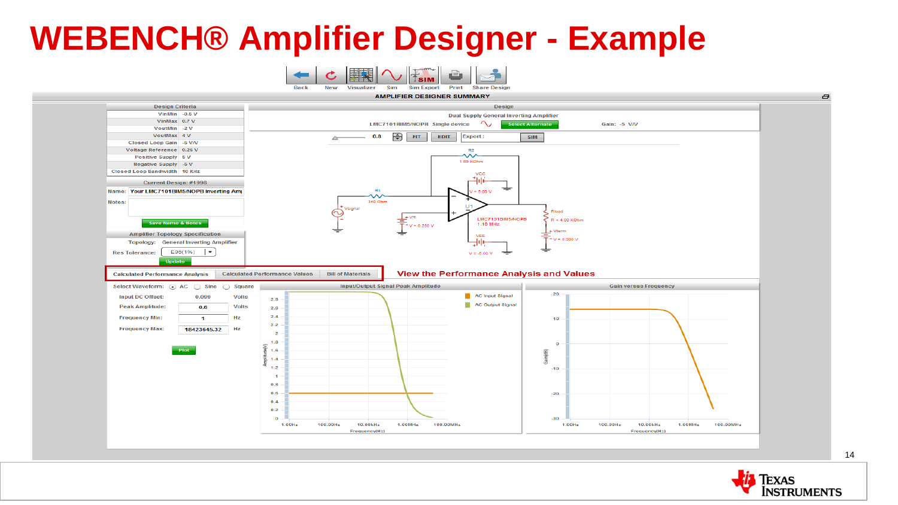# WEBENCH® Amplifier Designer - Example

Back | New | Visualizer | Sim | Sim Export | Print | Share Design

AMPLIFIER DESIGNER SUMMARY

**Design Criteria**

| | |
|---|---|
| VinMin | -0.5 V |
| VinMax | 0.7 V |
| VoutMin | -2 V |
| VoutMax | 4 V |
| Closed Loop Gain | -5 V/V |
| Voltage Reference | 0.25 V |
| Positive Supply | 5 V |
| Negative Supply | -5 V |
| Closed Loop Bandwidth | 10 KHz |

Current Design: #1996

Name: Your LMC7101BIM5/NOPB Inverting Amp

Notes:

Save Name & Notes

Amplifier Topology Specification

Topology: General Inverting Amplifier

Res Tolerance: E96(1%)

Update

**Design**

Dual Supply General Inverting Amplifier

LMC7101BIM5/NOPB Single device — Select Alternate — Gain: -5 V/V

0.8 | FIT | EDIT | Export : | SIM

Calculated Performance Analysis | Calculated Performance Values | Bill of Materials

**View the Performance Analysis and Values**

Select Waveform: AC / Sine / Square

| | | |
|---|---|---|
| Input DC Offset: | 0.099 | Volts |
| Peak Amplitude: | 0.6 | Volts |
| Frequency Min: | 1 | Hz |
| Frequency Max: | 18423645.32 | Hz |

Plot

Input/Output Signal Peak Amplitude

Gain versus Frequency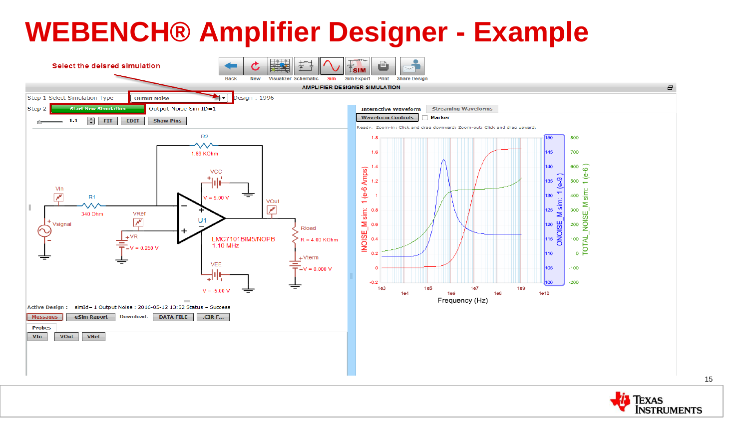# WEBENCH® Amplifier Designer - Example

Select the deisred simulation

Back | New | Visualizer | Schematic | Sim | Sim Export | Print | Share Design

AMPLIFIER DESIGNER SIMULATION

Step 1 Select Simulation Type | Output Noise | Design : 1996

Step 2 | Start New Simulation | Output Noise Sim ID=1

1.1 | FIT | EDIT | Show Pins

R2
1.69 KOhm

VCC
V = 5.00 V

VIn

R1
340 Ohm

VRef

Vsignal

VR
V = 0.250 V

U1

VOut

LMC7101BIM5/NOPB
1.10 MHz

Rload
R = 4.00 KOhm

Vterm
V = 0.000 V

VEE
V = -5.00 V

Active Design : simId= 1 Output Noise : 2016-05-12 13:52 Status = Success

Messages | eSim Report | Download: | DATA FILE | .CIR F...

Probes

VIn | VOut | VRef

Interactive Waveform | Streaming Waveforms

Waveform Controls | Marker

Ready. Zoom-in: Click and drag downward; Zoom-out: Click and drag upward.

INOISE_M sim: 1 (e-6 Amps)

1.8
1.6
1.4
1.2
1
0.8
0.6
0.4
0.2
0
-0.2

ONOISE_M sim: 1 (e-9)

150
145
140
135
130
125
120
115
110
105
100

TOTAL_NOISE_M sim: 1 (e-6 )

800
700
600
500
400
300
200
100
0
-100
-200

1e3 1e4 1e5 1e6 1e7 1e8 1e9 1e10

Frequency (Hz)